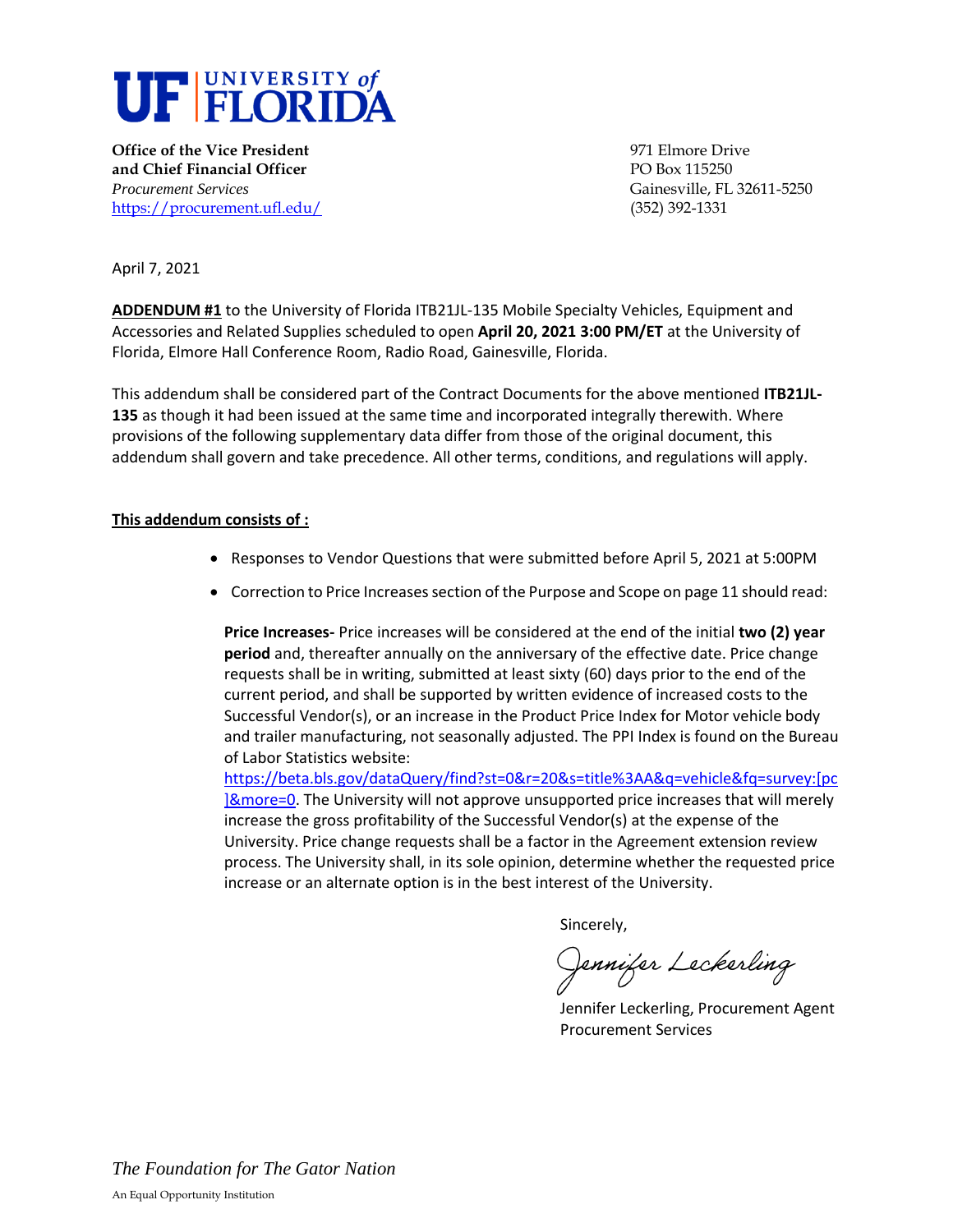**UF | UNIVERSITY of FLORIDA**

**Office of the Vice President**
**and Chief Financial Officer**
*Procurement Services*
https://procurement.ufl.edu/

971 Elmore Drive
PO Box 115250
Gainesville, FL 32611-5250
(352) 392-1331

April 7, 2021

**ADDENDUM #1** to the University of Florida ITB21JL-135 Mobile Specialty Vehicles, Equipment and Accessories and Related Supplies scheduled to open **April 20, 2021 3:00 PM/ET** at the University of Florida, Elmore Hall Conference Room, Radio Road, Gainesville, Florida.

This addendum shall be considered part of the Contract Documents for the above mentioned **ITB21JL-135** as though it had been issued at the same time and incorporated integrally therewith. Where provisions of the following supplementary data differ from those of the original document, this addendum shall govern and take precedence. All other terms, conditions, and regulations will apply.

**This addendum consists of :**

- Responses to Vendor Questions that were submitted before April 5, 2021 at 5:00PM
- Correction to Price Increases section of the Purpose and Scope on page 11 should read:

  **Price Increases-** Price increases will be considered at the end of the initial **two (2) year period** and, thereafter annually on the anniversary of the effective date. Price change requests shall be in writing, submitted at least sixty (60) days prior to the end of the current period, and shall be supported by written evidence of increased costs to the Successful Vendor(s), or an increase in the Product Price Index for Motor vehicle body and trailer manufacturing, not seasonally adjusted. The PPI Index is found on the Bureau of Labor Statistics website: https://beta.bls.gov/dataQuery/find?st=0&r=20&s=title%3AA&q=vehicle&fq=survey:[pc]&more=0. The University will not approve unsupported price increases that will merely increase the gross profitability of the Successful Vendor(s) at the expense of the University. Price change requests shall be a factor in the Agreement extension review process. The University shall, in its sole opinion, determine whether the requested price increase or an alternate option is in the best interest of the University.

Sincerely,

*Jennifer Leckerling*

Jennifer Leckerling, Procurement Agent
Procurement Services

*The Foundation for The Gator Nation*

An Equal Opportunity Institution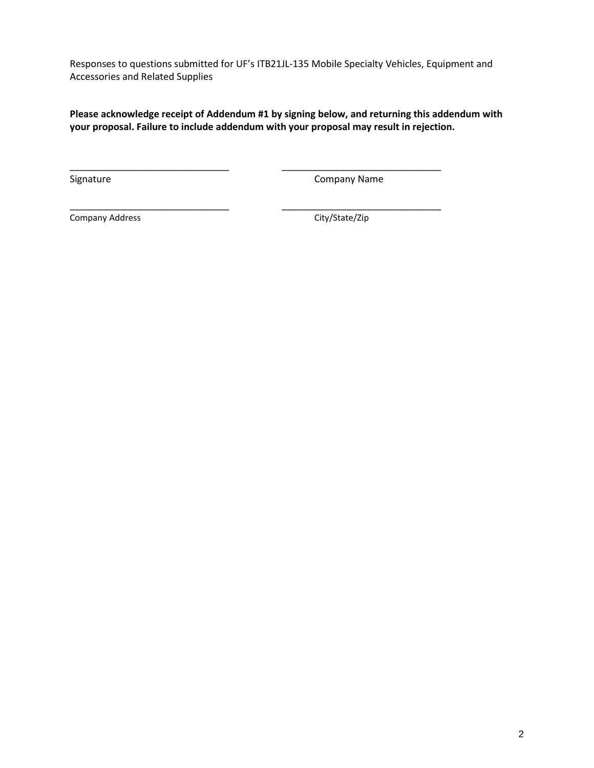Responses to questions submitted for UF's ITB21JL-135 Mobile Specialty Vehicles, Equipment and Accessories and Related Supplies

**Please acknowledge receipt of Addendum #1 by signing below, and returning this addendum with your proposal. Failure to include addendum with your proposal may result in rejection.**

| | |
|---|---|
| _______________________________ | _______________________________ |
| Signature | Company Name |
| _______________________________ | _______________________________ |
| Company Address | City/State/Zip |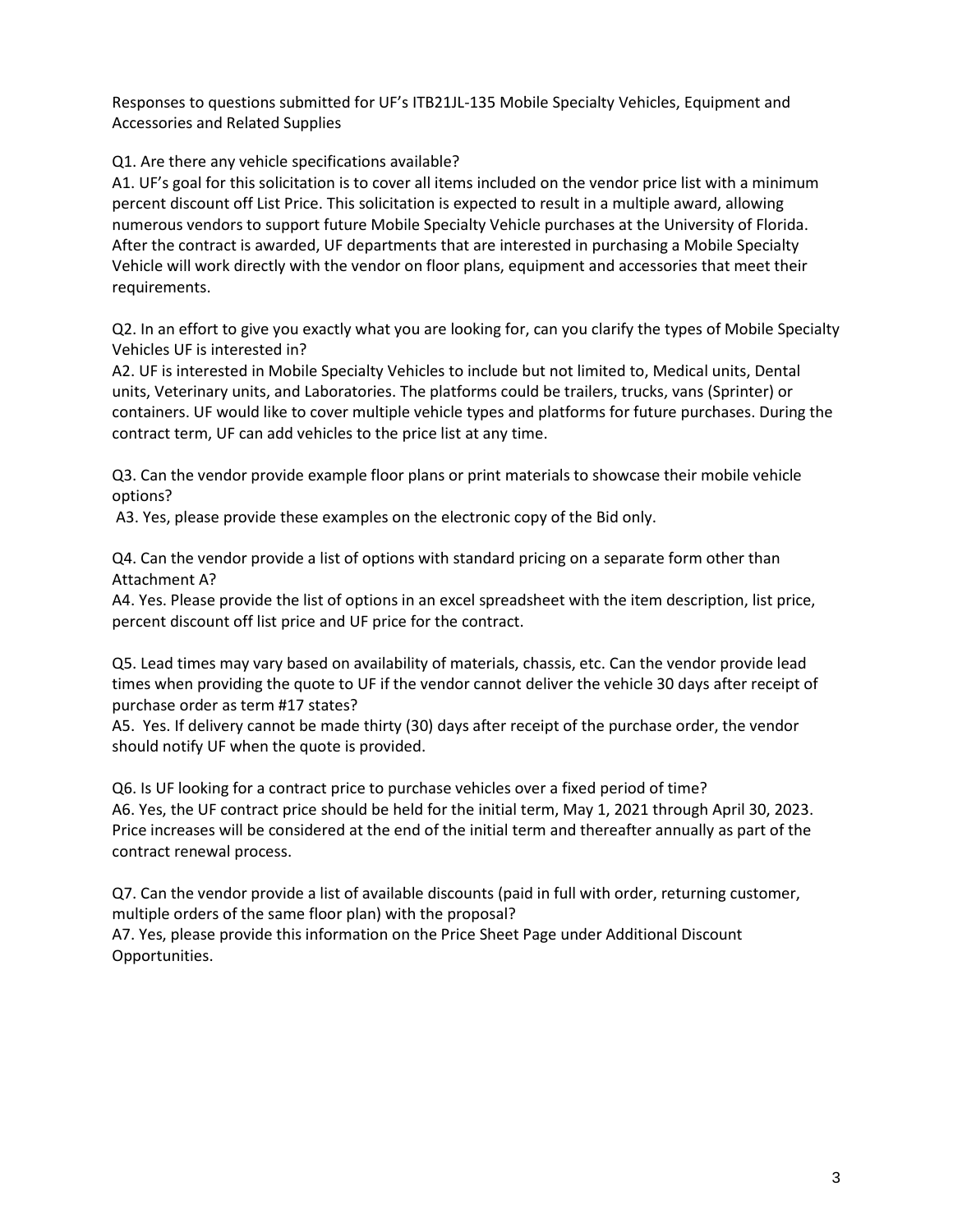Responses to questions submitted for UF's ITB21JL-135 Mobile Specialty Vehicles, Equipment and Accessories and Related Supplies

Q1. Are there any vehicle specifications available?

A1. UF's goal for this solicitation is to cover all items included on the vendor price list with a minimum percent discount off List Price. This solicitation is expected to result in a multiple award, allowing numerous vendors to support future Mobile Specialty Vehicle purchases at the University of Florida. After the contract is awarded, UF departments that are interested in purchasing a Mobile Specialty Vehicle will work directly with the vendor on floor plans, equipment and accessories that meet their requirements.

Q2. In an effort to give you exactly what you are looking for, can you clarify the types of Mobile Specialty Vehicles UF is interested in?

A2. UF is interested in Mobile Specialty Vehicles to include but not limited to, Medical units, Dental units, Veterinary units, and Laboratories. The platforms could be trailers, trucks, vans (Sprinter) or containers. UF would like to cover multiple vehicle types and platforms for future purchases. During the contract term, UF can add vehicles to the price list at any time.

Q3. Can the vendor provide example floor plans or print materials to showcase their mobile vehicle options?

A3. Yes, please provide these examples on the electronic copy of the Bid only.

Q4. Can the vendor provide a list of options with standard pricing on a separate form other than Attachment A?

A4. Yes. Please provide the list of options in an excel spreadsheet with the item description, list price, percent discount off list price and UF price for the contract.

Q5. Lead times may vary based on availability of materials, chassis, etc. Can the vendor provide lead times when providing the quote to UF if the vendor cannot deliver the vehicle 30 days after receipt of purchase order as term #17 states?

A5. Yes. If delivery cannot be made thirty (30) days after receipt of the purchase order, the vendor should notify UF when the quote is provided.

Q6. Is UF looking for a contract price to purchase vehicles over a fixed period of time?

A6. Yes, the UF contract price should be held for the initial term, May 1, 2021 through April 30, 2023. Price increases will be considered at the end of the initial term and thereafter annually as part of the contract renewal process.

Q7. Can the vendor provide a list of available discounts (paid in full with order, returning customer, multiple orders of the same floor plan) with the proposal?

A7. Yes, please provide this information on the Price Sheet Page under Additional Discount Opportunities.